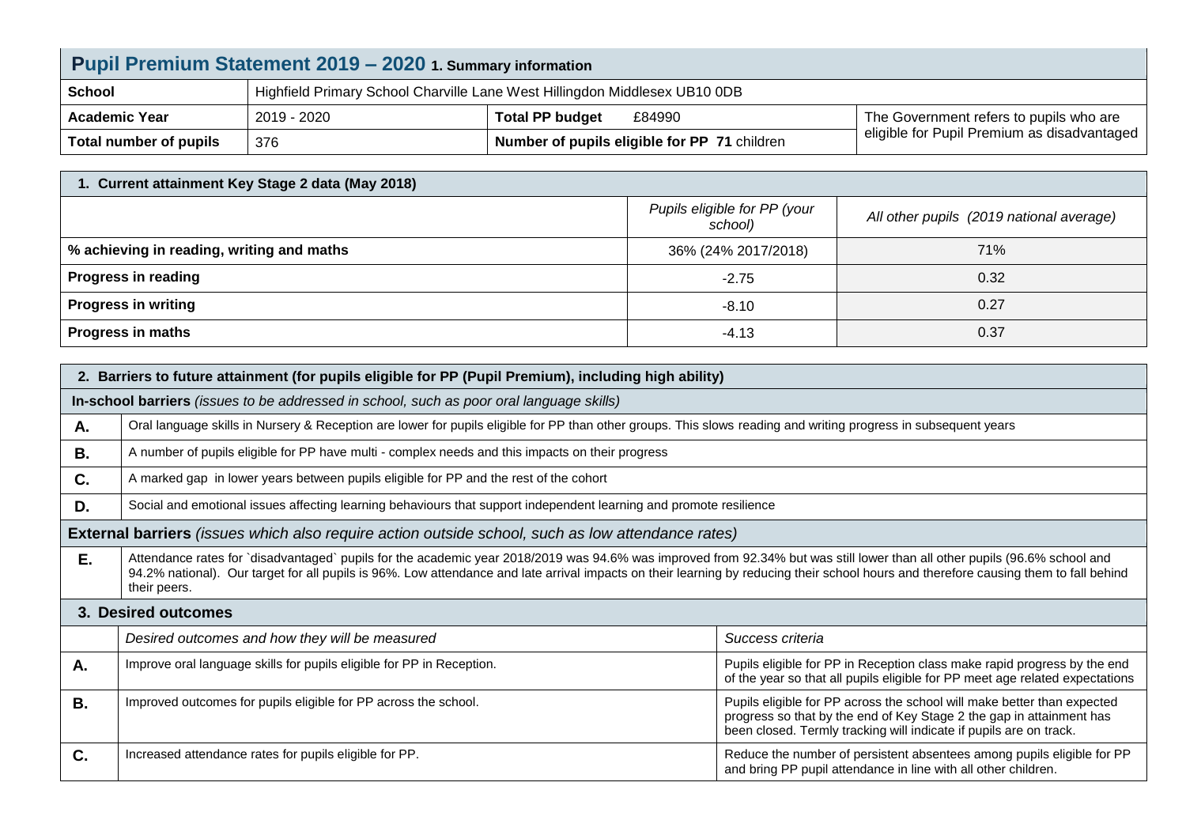# Pupil Premium Statement 2019 – 2020 1. Summary information

| School | Highfield Primary School Charville Lane West Hillingdon Middlesex UB10 0DB | | |
|---|---|---|---|
| **Academic Year** | 2019 - 2020 | **Total PP budget** £84990 | The Government refers to pupils who are eligible for Pupil Premium as disadvantaged |
| **Total number of pupils** | 376 | **Number of pupils eligible for PP 71** children | |

| 1. Current attainment Key Stage 2 data (May 2018) | | |
|---|---|---|
| | *Pupils eligible for PP (your school)* | *All other pupils (2019 national average)* |
| **% achieving in reading, writing and maths** | 36% (24% 2017/2018) | 71% |
| **Progress in reading** | -2.75 | 0.32 |
| **Progress in writing** | -8.10 | 0.27 |
| **Progress in maths** | -4.13 | 0.37 |

| 2. Barriers to future attainment (for pupils eligible for PP (Pupil Premium), including high ability) | |
|---|---|
| **In-school barriers** *(issues to be addressed in school, such as poor oral language skills)* | |
| **A.** | Oral language skills in Nursery & Reception are lower for pupils eligible for PP than other groups. This slows reading and writing progress in subsequent years |
| **B.** | A number of pupils eligible for PP have multi - complex needs and this impacts on their progress |
| **C.** | A marked gap in lower years between pupils eligible for PP and the rest of the cohort |
| **D.** | Social and emotional issues affecting learning behaviours that support independent learning and promote resilience |
| **External barriers** *(issues which also require action outside school, such as low attendance rates)* | |
| **E.** | Attendance rates for `disadvantaged` pupils for the academic year 2018/2019 was 94.6% was improved from 92.34% but was still lower than all other pupils (96.6% school and 94.2% national). Our target for all pupils is 96%. Low attendance and late arrival impacts on their learning by reducing their school hours and therefore causing them to fall behind their peers. |

| 3. Desired outcomes | | |
|---|---|---|
| | *Desired outcomes and how they will be measured* | *Success criteria* |
| **A.** | Improve oral language skills for pupils eligible for PP in Reception. | Pupils eligible for PP in Reception class make rapid progress by the end of the year so that all pupils eligible for PP meet age related expectations |
| **B.** | Improved outcomes for pupils eligible for PP across the school. | Pupils eligible for PP across the school will make better than expected progress so that by the end of Key Stage 2 the gap in attainment has been closed. Termly tracking will indicate if pupils are on track. |
| **C.** | Increased attendance rates for pupils eligible for PP. | Reduce the number of persistent absentees among pupils eligible for PP and bring PP pupil attendance in line with all other children. |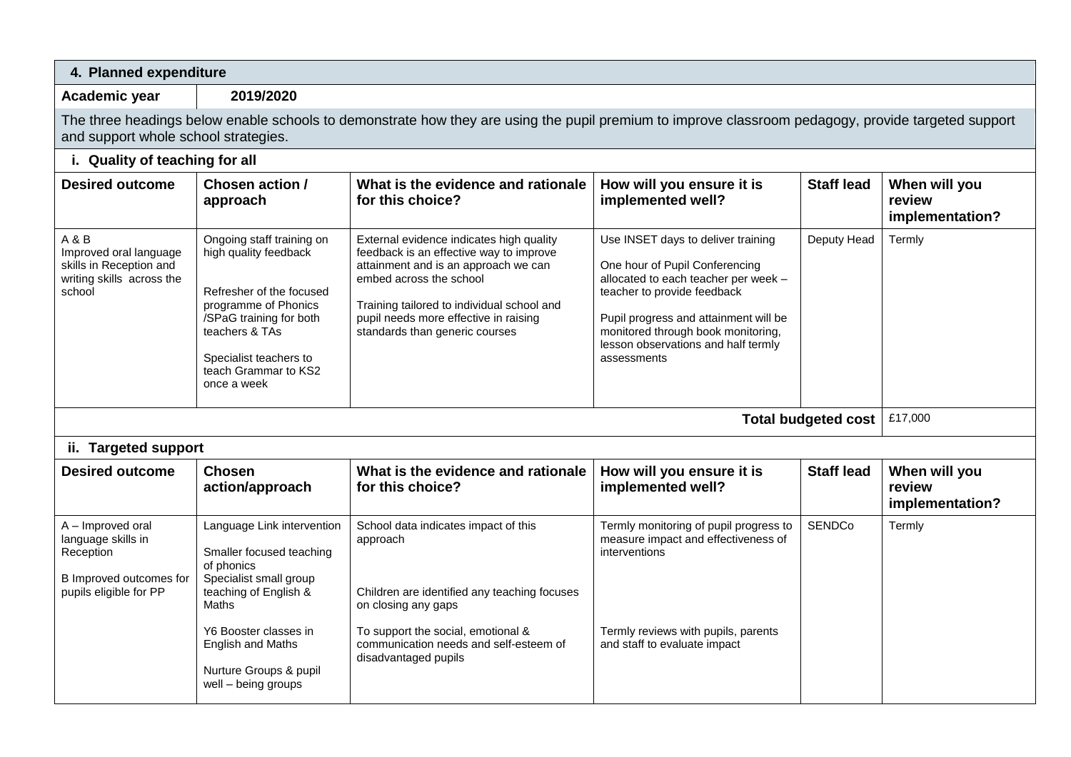## 4. Planned expenditure

**Academic year** 2019/2020

The three headings below enable schools to demonstrate how they are using the pupil premium to improve classroom pedagogy, provide targeted support and support whole school strategies.

### i. Quality of teaching for all

| Desired outcome | Chosen action / approach | What is the evidence and rationale for this choice? | How will you ensure it is implemented well? | Staff lead | When will you review implementation? |
|---|---|---|---|---|---|
| A & B<br>Improved oral language skills in Reception and writing skills across the school | Ongoing staff training on high quality feedback<br><br>Refresher of the focused programme of Phonics /SPaG training for both teachers & TAs<br><br>Specialist teachers to teach Grammar to KS2 once a week | External evidence indicates high quality feedback is an effective way to improve attainment and is an approach we can embed across the school<br><br>Training tailored to individual school and pupil needs more effective in raising standards than generic courses | Use INSET days to deliver training<br><br>One hour of Pupil Conferencing allocated to each teacher per week – teacher to provide feedback<br><br>Pupil progress and attainment will be monitored through book monitoring, lesson observations and half termly assessments | Deputy Head | Termly |
| | | | | **Total budgeted cost** | £17,000 |

### ii. Targeted support

| Desired outcome | Chosen action/approach | What is the evidence and rationale for this choice? | How will you ensure it is implemented well? | Staff lead | When will you review implementation? |
|---|---|---|---|---|---|
| A – Improved oral language skills in Reception<br><br>B Improved outcomes for pupils eligible for PP | Language Link intervention<br><br>Smaller focused teaching of phonics<br>Specialist small group teaching of English & Maths<br><br>Y6 Booster classes in English and Maths<br><br>Nurture Groups & pupil well – being groups | School data indicates impact of this approach<br><br>Children are identified any teaching focuses on closing any gaps<br><br>To support the social, emotional & communication needs and self-esteem of disadvantaged pupils | Termly monitoring of pupil progress to measure impact and effectiveness of interventions<br><br>Termly reviews with pupils, parents and staff to evaluate impact | SENDCo | Termly |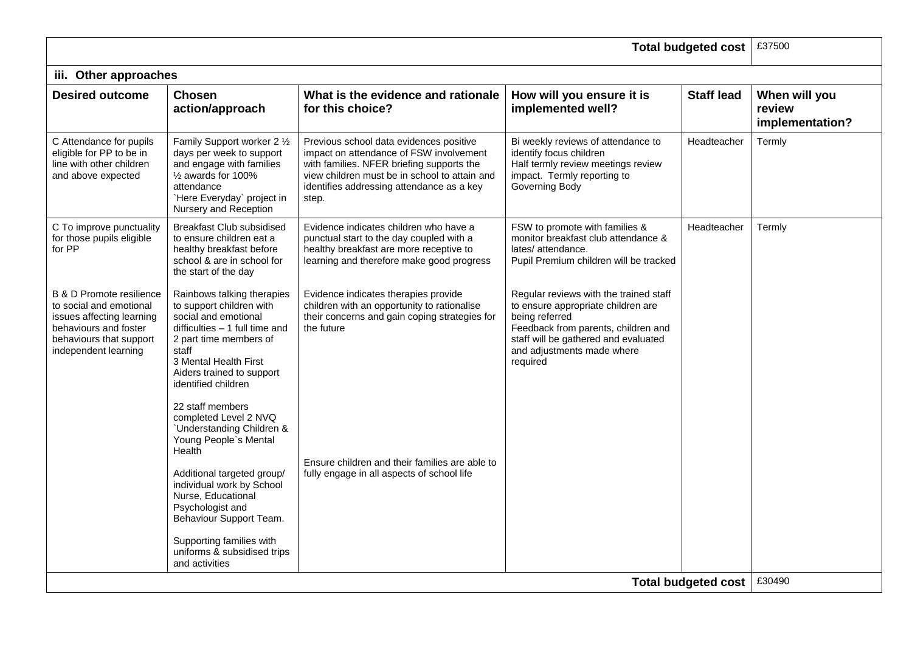| | |
|---|---|
| **Total budgeted cost** | £37500 |

### iii. Other approaches

| Desired outcome | Chosen action/approach | What is the evidence and rationale for this choice? | How will you ensure it is implemented well? | Staff lead | When will you review implementation? |
|---|---|---|---|---|---|
| C Attendance for pupils eligible for PP to be in line with other children and above expected | Family Support worker 2 ½ days per week to support and engage with families<br>½ awards for 100% attendance<br>`Here Everyday` project in Nursery and Reception | Previous school data evidences positive impact on attendance of FSW involvement with families. NFER briefing supports the view children must be in school to attain and identifies addressing attendance as a key step. | Bi weekly reviews of attendance to identify focus children<br>Half termly review meetings review impact. Termly reporting to Governing Body | Headteacher | Termly |
| C To improve punctuality for those pupils eligible for PP | Breakfast Club subsidised to ensure children eat a healthy breakfast before school & are in school for the start of the day | Evidence indicates children who have a punctual start to the day coupled with a healthy breakfast are more receptive to learning and therefore make good progress | FSW to promote with families & monitor breakfast club attendance & lates/ attendance.<br>Pupil Premium children will be tracked | Headteacher | Termly |
| B & D Promote resilience to social and emotional issues affecting learning behaviours and foster behaviours that support independent learning | Rainbows talking therapies to support children with social and emotional difficulties – 1 full time and 2 part time members of staff<br>3 Mental Health First Aiders trained to support identified children<br><br>22 staff members completed Level 2 NVQ `Understanding Children & Young People`s Mental Health<br><br>Additional targeted group/ individual work by School Nurse, Educational Psychologist and Behaviour Support Team.<br><br>Supporting families with uniforms & subsidised trips and activities | Evidence indicates therapies provide children with an opportunity to rationalise their concerns and gain coping strategies for the future<br><br>Ensure children and their families are able to fully engage in all aspects of school life | Regular reviews with the trained staff to ensure appropriate children are being referred<br>Feedback from parents, children and staff will be gathered and evaluated and adjustments made where required | | |
| | | | | **Total budgeted cost** | £30490 |